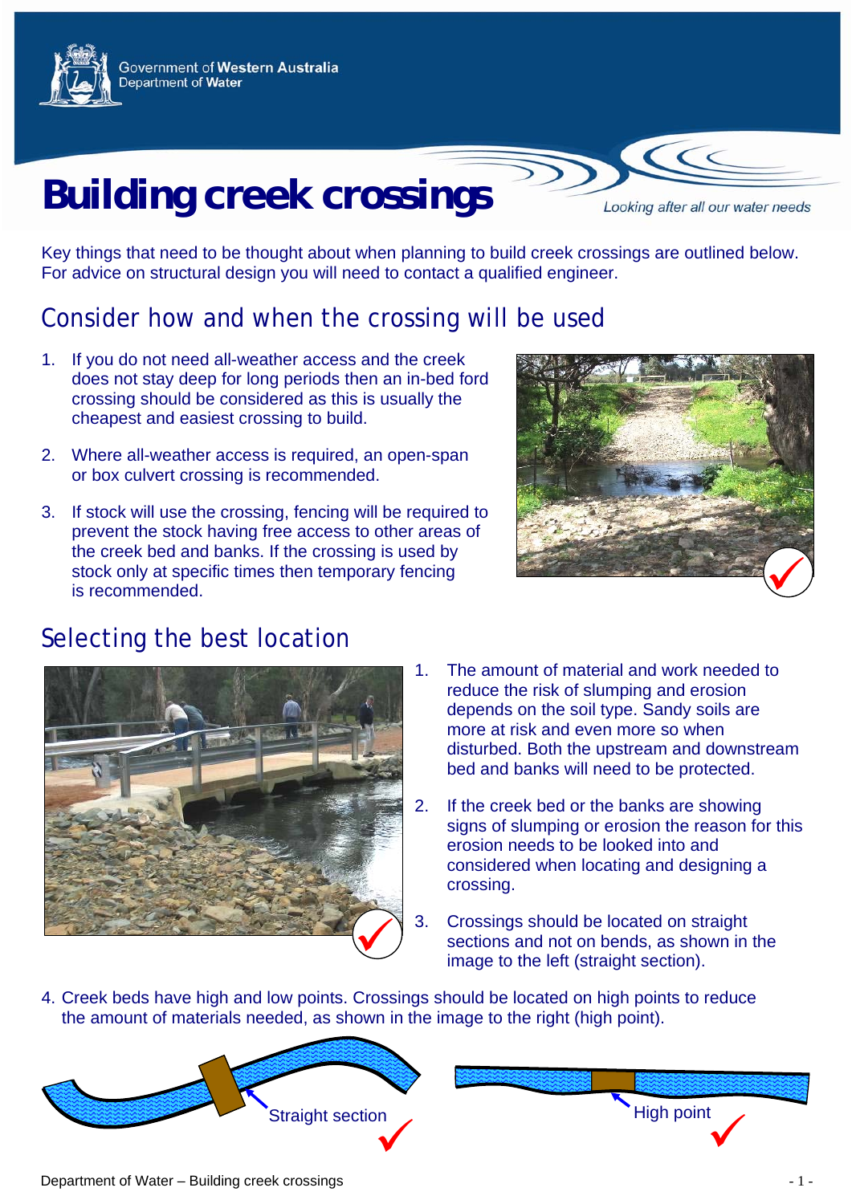# Building creek crossings

Looking after all our water needs

Key things that need to be thought about when planning to build creek crossings are outlined below. For advice on structural design you will need to contact a qualified engineer.

## Consider how and when the crossing will be used

1. If you do not need all-weather access and the creek does not stay deep for long periods then an in-bed ford crossing should be considered as this is usually the cheapest and easiest crossing to build.
2. Where all-weather access is required, an open-span or box culvert crossing is recommended.
3. If stock will use the crossing, fencing will be required to prevent the stock having free access to other areas of the creek bed and banks. If the crossing is used by stock only at specific times then temporary fencing is recommended.

## Selecting the best location

1. The amount of material and work needed to reduce the risk of slumping and erosion depends on the soil type. Sandy soils are more at risk and even more so when disturbed. Both the upstream and downstream bed and banks will need to be protected.
2. If the creek bed or the banks are showing signs of slumping or erosion the reason for this erosion needs to be looked into and considered when locating and designing a crossing.
3. Crossings should be located on straight sections and not on bends, as shown in the image to the left (straight section).
4. Creek beds have high and low points. Crossings should be located on high points to reduce the amount of materials needed, as shown in the image to the right (high point).

Straight section

High point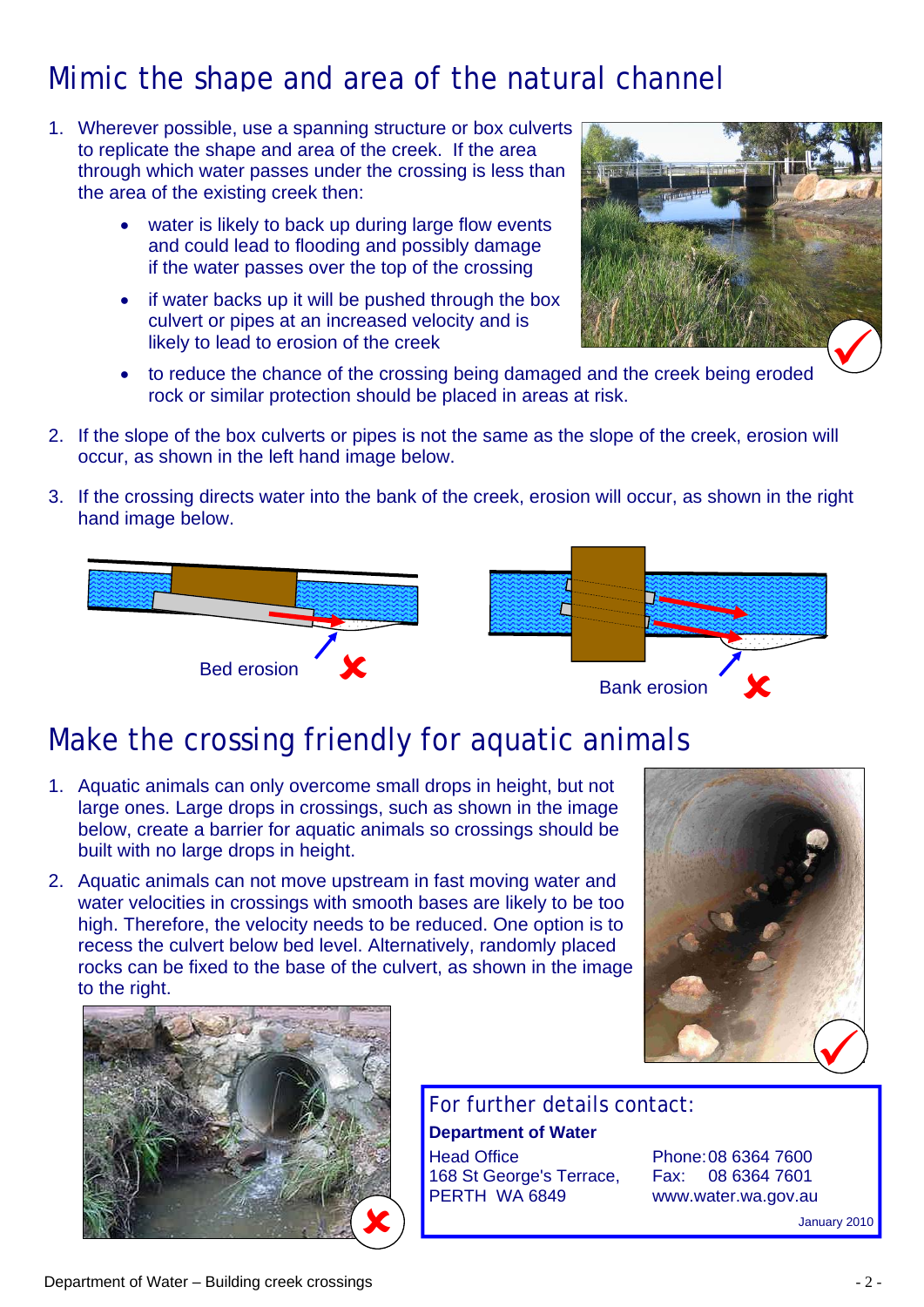## Mimic the shape and area of the natural channel

1. Wherever possible, use a spanning structure or box culverts to replicate the shape and area of the creek. If the area through which water passes under the crossing is less than the area of the existing creek then:
   - water is likely to back up during large flow events and could lead to flooding and possibly damage if the water passes over the top of the crossing
   - if water backs up it will be pushed through the box culvert or pipes at an increased velocity and is likely to lead to erosion of the creek
   - to reduce the chance of the crossing being damaged and the creek being eroded rock or similar protection should be placed in areas at risk.
2. If the slope of the box culverts or pipes is not the same as the slope of the creek, erosion will occur, as shown in the left hand image below.
3. If the crossing directs water into the bank of the creek, erosion will occur, as shown in the right hand image below.

Bed erosion

Bank erosion

## Make the crossing friendly for aquatic animals

1. Aquatic animals can only overcome small drops in height, but not large ones. Large drops in crossings, such as shown in the image below, create a barrier for aquatic animals so crossings should be built with no large drops in height.
2. Aquatic animals can not move upstream in fast moving water and water velocities in crossings with smooth bases are likely to be too high. Therefore, the velocity needs to be reduced. One option is to recess the culvert below bed level. Alternatively, randomly placed rocks can be fixed to the base of the culvert, as shown in the image to the right.

### For further details contact:

**Department of Water**

Head Office
168 St George's Terrace,
PERTH WA 6849

Phone: 08 6364 7600
Fax: 08 6364 7601
www.water.wa.gov.au

January 2010